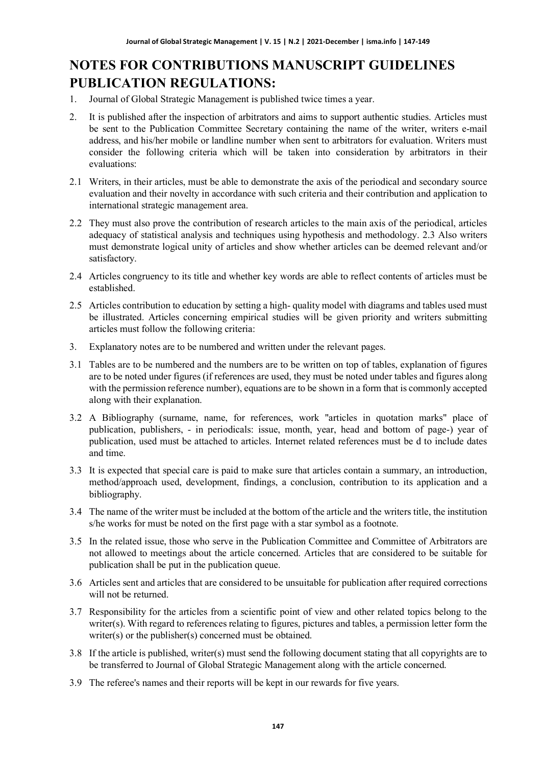// Transcribing page 1 of 3 (document 4ec4fb002b82); running header omitted per rules

# NOTES FOR CONTRIBUTIONS MANUSCRIPT GUIDELINES PUBLICATION REGULATIONS:

1. Journal of Global Strategic Management is published twice times a year.

2. It is published after the inspection of arbitrators and aims to support authentic studies. Articles must be sent to the Publication Committee Secretary containing the name of the writer, writers e-mail address, and his/her mobile or landline number when sent to arbitrators for evaluation. Writers must consider the following criteria which will be taken into consideration by arbitrators in their evaluations:

2.1 Writers, in their articles, must be able to demonstrate the axis of the periodical and secondary source evaluation and their novelty in accordance with such criteria and their contribution and application to international strategic management area.

2.2 They must also prove the contribution of research articles to the main axis of the periodical, articles adequacy of statistical analysis and techniques using hypothesis and methodology. 2.3 Also writers must demonstrate logical unity of articles and show whether articles can be deemed relevant and/or satisfactory.

2.4 Articles congruency to its title and whether key words are able to reflect contents of articles must be established.

2.5 Articles contribution to education by setting a high- quality model with diagrams and tables used must be illustrated. Articles concerning empirical studies will be given priority and writers submitting articles must follow the following criteria:

3. Explanatory notes are to be numbered and written under the relevant pages.

3.1 Tables are to be numbered and the numbers are to be written on top of tables, explanation of figures are to be noted under figures (if references are used, they must be noted under tables and figures along with the permission reference number), equations are to be shown in a form that is commonly accepted along with their explanation.

3.2 A Bibliography (surname, name, for references, work "articles in quotation marks" place of publication, publishers, - in periodicals: issue, month, year, head and bottom of page-) year of publication, used must be attached to articles. Internet related references must be d to include dates and time.

3.3 It is expected that special care is paid to make sure that articles contain a summary, an introduction, method/approach used, development, findings, a conclusion, contribution to its application and a bibliography.

3.4 The name of the writer must be included at the bottom of the article and the writers title, the institution s/he works for must be noted on the first page with a star symbol as a footnote.

3.5 In the related issue, those who serve in the Publication Committee and Committee of Arbitrators are not allowed to meetings about the article concerned. Articles that are considered to be suitable for publication shall be put in the publication queue.

3.6 Articles sent and articles that are considered to be unsuitable for publication after required corrections will not be returned.

3.7 Responsibility for the articles from a scientific point of view and other related topics belong to the writer(s). With regard to references relating to figures, pictures and tables, a permission letter form the writer(s) or the publisher(s) concerned must be obtained.

3.8 If the article is published, writer(s) must send the following document stating that all copyrights are to be transferred to Journal of Global Strategic Management along with the article concerned.

3.9 The referee's names and their reports will be kept in our rewards for five years.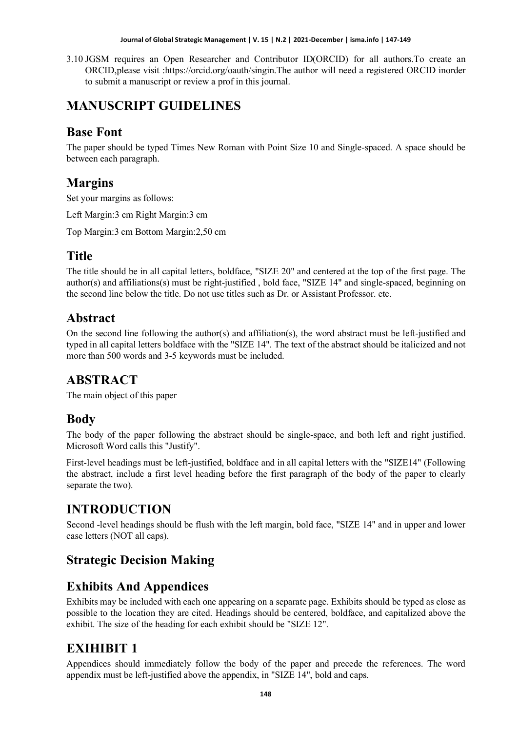3.10 JGSM requires an Open Researcher and Contributor ID(ORCID) for all authors.To create an ORCID,please visit :https://orcid.org/oauth/singin.The author will need a registered ORCID inorder to submit a manuscript or review a prof in this journal.

# MANUSCRIPT GUIDELINES

## Base Font

The paper should be typed Times New Roman with Point Size 10 and Single-spaced. A space should be between each paragraph.

## Margins

Set your margins as follows:

Left Margin:3 cm Right Margin:3 cm

Top Margin:3 cm Bottom Margin:2,50 cm

## Title

The title should be in all capital letters, boldface, "SIZE 20" and centered at the top of the first page. The author(s) and affiliations(s) must be right-justified , bold face, "SIZE 14" and single-spaced, beginning on the second line below the title. Do not use titles such as Dr. or Assistant Professor. etc.

## Abstract

On the second line following the author(s) and affiliation(s), the word abstract must be left-justified and typed in all capital letters boldface with the "SIZE 14". The text of the abstract should be italicized and not more than 500 words and 3-5 keywords must be included.

## ABSTRACT

The main object of this paper

## Body

The body of the paper following the abstract should be single-space, and both left and right justified. Microsoft Word calls this "Justify".

First-level headings must be left-justified, boldface and in all capital letters with the "SIZE14" (Following the abstract, include a first level heading before the first paragraph of the body of the paper to clearly separate the two).

## INTRODUCTION

Second -level headings should be flush with the left margin, bold face, "SIZE 14" and in upper and lower case letters (NOT all caps).

## Strategic Decision Making

## Exhibits And Appendices

Exhibits may be included with each one appearing on a separate page. Exhibits should be typed as close as possible to the location they are cited. Headings should be centered, boldface, and capitalized above the exhibit. The size of the heading for each exhibit should be "SIZE 12".

## EXIHIBIT 1

Appendices should immediately follow the body of the paper and precede the references. The word appendix must be left-justified above the appendix, in "SIZE 14", bold and caps.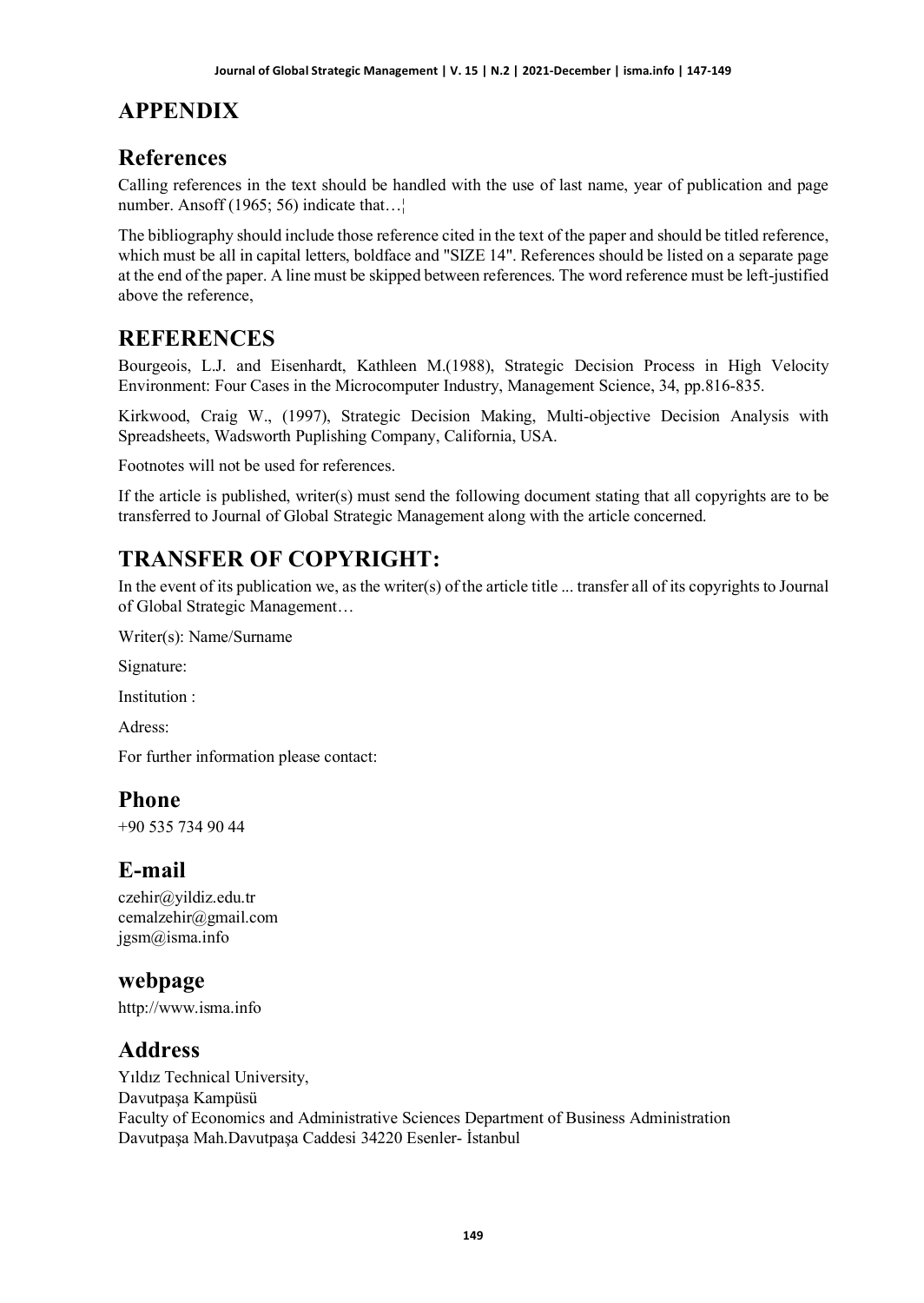# APPENDIX

## References

Calling references in the text should be handled with the use of last name, year of publication and page number. Ansoff (1965; 56) indicate that…¦

The bibliography should include those reference cited in the text of the paper and should be titled reference, which must be all in capital letters, boldface and "SIZE 14". References should be listed on a separate page at the end of the paper. A line must be skipped between references. The word reference must be left-justified above the reference,

## REFERENCES

Bourgeois, L.J. and Eisenhardt, Kathleen M.(1988), Strategic Decision Process in High Velocity Environment: Four Cases in the Microcomputer Industry, Management Science, 34, pp.816-835.

Kirkwood, Craig W., (1997), Strategic Decision Making, Multi-objective Decision Analysis with Spreadsheets, Wadsworth Puplishing Company, California, USA.

Footnotes will not be used for references.

If the article is published, writer(s) must send the following document stating that all copyrights are to be transferred to Journal of Global Strategic Management along with the article concerned.

## TRANSFER OF COPYRIGHT:

In the event of its publication we, as the writer(s) of the article title ... transfer all of its copyrights to Journal of Global Strategic Management…

Writer(s): Name/Surname

Signature:

Institution :

Adress:

For further information please contact:

## Phone

+90 535 734 90 44

## E-mail

czehir@yildiz.edu.tr
cemalzehir@gmail.com
jgsm@isma.info

## webpage

http://www.isma.info

## Address

Yıldız Technical University,
Davutpaşa Kampüsü
Faculty of Economics and Administrative Sciences Department of Business Administration
Davutpaşa Mah.Davutpaşa Caddesi 34220 Esenler- İstanbul